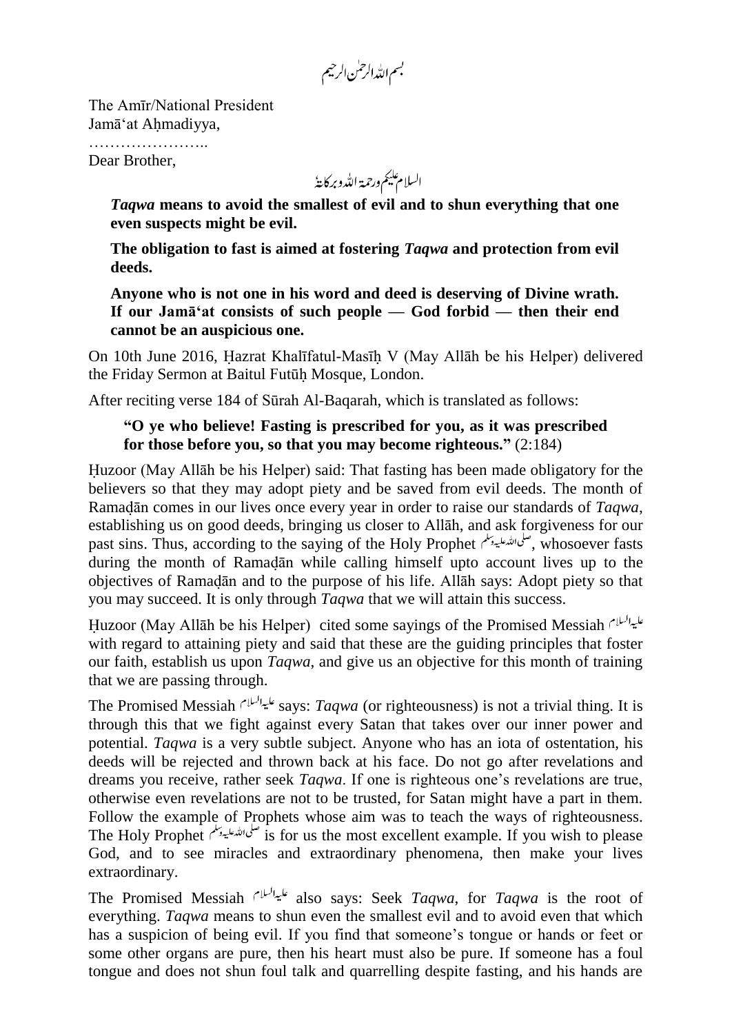بسم اللہ الرحمٰن الرحیم

The Amīr/National President
Jamā'at Aḥmadiyya,
…………………..
Dear Brother,

السلام علیکم ورحمة اللہ وبرکاتہٗ

> ***Taqwa* means to avoid the smallest of evil and to shun everything that one even suspects might be evil.**
>
> **The obligation to fast is aimed at fostering *Taqwa* and protection from evil deeds.**
>
> **Anyone who is not one in his word and deed is deserving of Divine wrath. If our Jamā'at consists of such people — God forbid — then their end cannot be an auspicious one.**

On 10th June 2016, Ḥazrat Khalīfatul-Masīḥ V (May Allāh be his Helper) delivered the Friday Sermon at Baitul Futūḥ Mosque, London.

After reciting verse 184 of Sūrah Al-Baqarah, which is translated as follows:

> **"O ye who believe! Fasting is prescribed for you, as it was prescribed for those before you, so that you may become righteous."** (2:184)

Ḥuzoor (May Allāh be his Helper) said: That fasting has been made obligatory for the believers so that they may adopt piety and be saved from evil deeds. The month of Ramaḍān comes in our lives once every year in order to raise our standards of *Taqwa*, establishing us on good deeds, bringing us closer to Allāh, and ask forgiveness for our past sins. Thus, according to the saying of the Holy Prophet صلی اللہ علیہ وسلم, whosoever fasts during the month of Ramaḍān while calling himself upto account lives up to the objectives of Ramaḍān and to the purpose of his life. Allāh says: Adopt piety so that you may succeed. It is only through *Taqwa* that we will attain this success.

Ḥuzoor (May Allāh be his Helper) cited some sayings of the Promised Messiah علیہ السلام with regard to attaining piety and said that these are the guiding principles that foster our faith, establish us upon *Taqwa*, and give us an objective for this month of training that we are passing through.

The Promised Messiah علیہ السلام says: *Taqwa* (or righteousness) is not a trivial thing. It is through this that we fight against every Satan that takes over our inner power and potential. *Taqwa* is a very subtle subject. Anyone who has an iota of ostentation, his deeds will be rejected and thrown back at his face. Do not go after revelations and dreams you receive, rather seek *Taqwa*. If one is righteous one's revelations are true, otherwise even revelations are not to be trusted, for Satan might have a part in them. Follow the example of Prophets whose aim was to teach the ways of righteousness. The Holy Prophet صلی اللہ علیہ وسلم is for us the most excellent example. If you wish to please God, and to see miracles and extraordinary phenomena, then make your lives extraordinary.

The Promised Messiah علیہ السلام also says: Seek *Taqwa*, for *Taqwa* is the root of everything. *Taqwa* means to shun even the smallest evil and to avoid even that which has a suspicion of being evil. If you find that someone's tongue or hands or feet or some other organs are pure, then his heart must also be pure. If someone has a foul tongue and does not shun foul talk and quarrelling despite fasting, and his hands are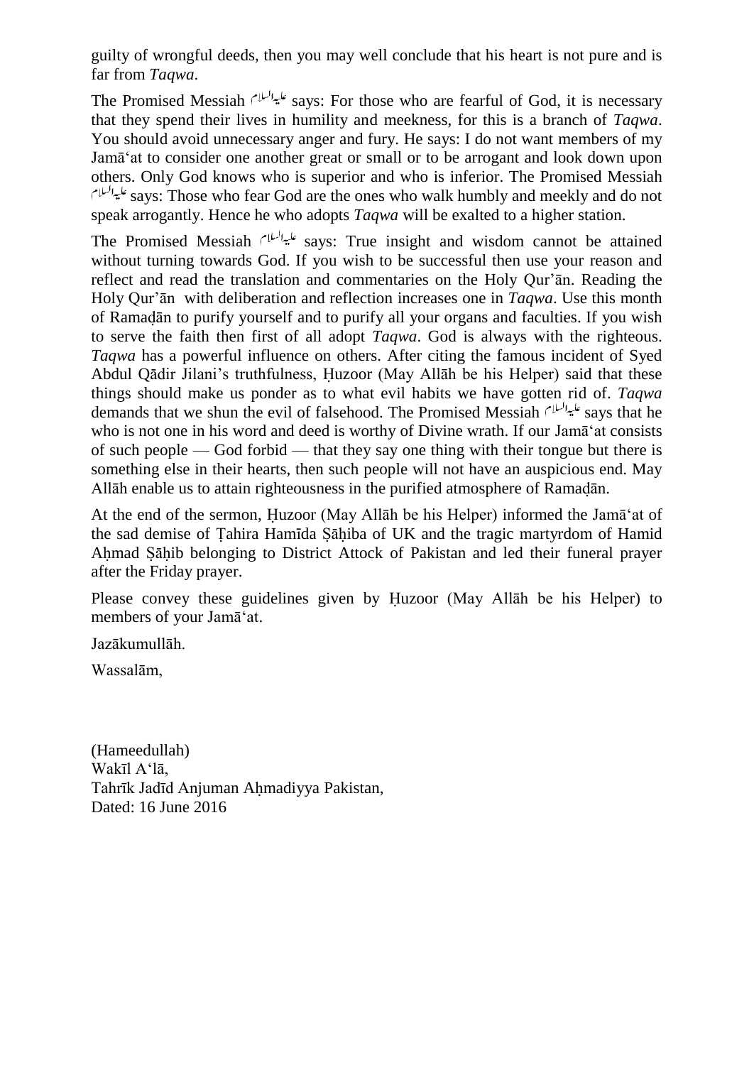guilty of wrongful deeds, then you may well conclude that his heart is not pure and is far from *Taqwa*.

The Promised Messiah عليه السلام says: For those who are fearful of God, it is necessary that they spend their lives in humility and meekness, for this is a branch of *Taqwa*. You should avoid unnecessary anger and fury. He says: I do not want members of my Jamā'at to consider one another great or small or to be arrogant and look down upon others. Only God knows who is superior and who is inferior. The Promised Messiah عليه السلام says: Those who fear God are the ones who walk humbly and meekly and do not speak arrogantly. Hence he who adopts *Taqwa* will be exalted to a higher station.

The Promised Messiah عليه السلام says: True insight and wisdom cannot be attained without turning towards God. If you wish to be successful then use your reason and reflect and read the translation and commentaries on the Holy Qur'ān. Reading the Holy Qur'ān with deliberation and reflection increases one in *Taqwa*. Use this month of Ramaḍān to purify yourself and to purify all your organs and faculties. If you wish to serve the faith then first of all adopt *Taqwa*. God is always with the righteous. *Taqwa* has a powerful influence on others. After citing the famous incident of Syed Abdul Qādir Jilani's truthfulness, Ḥuzoor (May Allāh be his Helper) said that these things should make us ponder as to what evil habits we have gotten rid of. *Taqwa* demands that we shun the evil of falsehood. The Promised Messiah عليه السلام says that he who is not one in his word and deed is worthy of Divine wrath. If our Jamā'at consists of such people — God forbid — that they say one thing with their tongue but there is something else in their hearts, then such people will not have an auspicious end. May Allāh enable us to attain righteousness in the purified atmosphere of Ramaḍān.

At the end of the sermon, Ḥuzoor (May Allāh be his Helper) informed the Jamā'at of the sad demise of Ṭahira Hamīda Ṣāḥiba of UK and the tragic martyrdom of Hamid Aḥmad Ṣāḥib belonging to District Attock of Pakistan and led their funeral prayer after the Friday prayer.

Please convey these guidelines given by Ḥuzoor (May Allāh be his Helper) to members of your Jamā'at.

Jazākumullāh.

Wassalām,

(Hameedullah)
Wakīl A'lā,
Tahrīk Jadīd Anjuman Aḥmadiyya Pakistan,
Dated: 16 June 2016